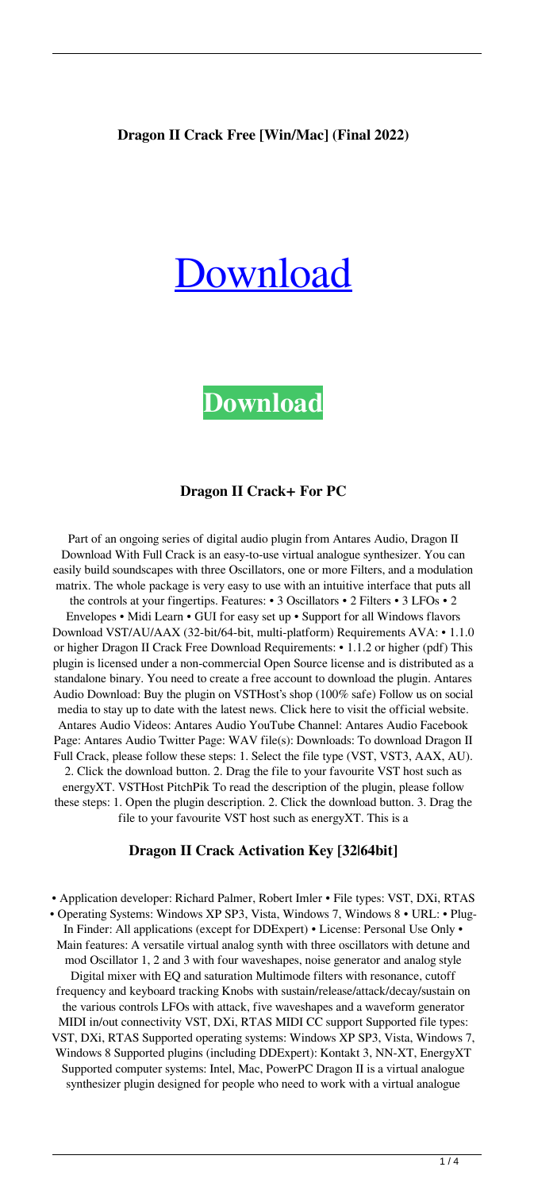**Dragon II Crack Free [Win/Mac] (Final 2022)**

# Download

# Download

### Dragon II Crack+ For PC

Part of an ongoing series of digital audio plugin from Antares Audio, Dragon II Download With Full Crack is an easy-to-use virtual analogue synthesizer. You can easily build soundscapes with three Oscillators, one or more Filters, and a modulation matrix. The whole package is very easy to use with an intuitive interface that puts all the controls at your fingertips. Features: • 3 Oscillators • 2 Filters • 3 LFOs • 2 Envelopes • Midi Learn • GUI for easy set up • Support for all Windows flavors Download VST/AU/AAX (32-bit/64-bit, multi-platform) Requirements AVA: • 1.1.0 or higher Dragon II Crack Free Download Requirements: • 1.1.2 or higher (pdf) This plugin is licensed under a non-commercial Open Source license and is distributed as a standalone binary. You need to create a free account to download the plugin. Antares Audio Download: Buy the plugin on VSTHost's shop (100% safe) Follow us on social media to stay up to date with the latest news. Click here to visit the official website. Antares Audio Videos: Antares Audio YouTube Channel: Antares Audio Facebook Page: Antares Audio Twitter Page: WAV file(s): Downloads: To download Dragon II Full Crack, please follow these steps: 1. Select the file type (VST, VST3, AAX, AU). 2. Click the download button. 2. Drag the file to your favourite VST host such as energyXT. VSTHost PitchPik To read the description of the plugin, please follow these steps: 1. Open the plugin description. 2. Click the download button. 3. Drag the file to your favourite VST host such as energyXT. This is a

### Dragon II Crack Activation Key [32|64bit]

• Application developer: Richard Palmer, Robert Imler • File types: VST, DXi, RTAS • Operating Systems: Windows XP SP3, Vista, Windows 7, Windows 8 • URL: • Plug-In Finder: All applications (except for DDExpert) • License: Personal Use Only • Main features: A versatile virtual analog synth with three oscillators with detune and mod Oscillator 1, 2 and 3 with four waveshapes, noise generator and analog style Digital mixer with EQ and saturation Multimode filters with resonance, cutoff frequency and keyboard tracking Knobs with sustain/release/attack/decay/sustain on the various controls LFOs with attack, five waveshapes and a waveform generator MIDI in/out connectivity VST, DXi, RTAS MIDI CC support Supported file types: VST, DXi, RTAS Supported operating systems: Windows XP SP3, Vista, Windows 7, Windows 8 Supported plugins (including DDExpert): Kontakt 3, NN-XT, EnergyXT Supported computer systems: Intel, Mac, PowerPC Dragon II is a virtual analogue synthesizer plugin designed for people who need to work with a virtual analogue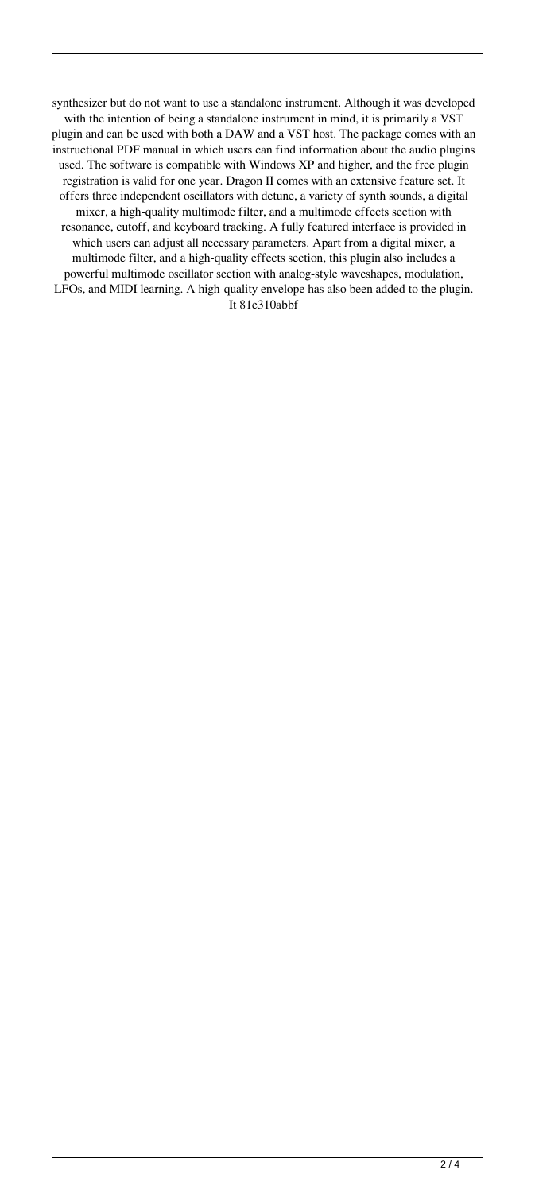synthesizer but do not want to use a standalone instrument. Although it was developed with the intention of being a standalone instrument in mind, it is primarily a VST plugin and can be used with both a DAW and a VST host. The package comes with an instructional PDF manual in which users can find information about the audio plugins used. The software is compatible with Windows XP and higher, and the free plugin registration is valid for one year. Dragon II comes with an extensive feature set. It offers three independent oscillators with detune, a variety of synth sounds, a digital mixer, a high-quality multimode filter, and a multimode effects section with resonance, cutoff, and keyboard tracking. A fully featured interface is provided in which users can adjust all necessary parameters. Apart from a digital mixer, a multimode filter, and a high-quality effects section, this plugin also includes a powerful multimode oscillator section with analog-style waveshapes, modulation, LFOs, and MIDI learning. A high-quality envelope has also been added to the plugin. It 81e310abbf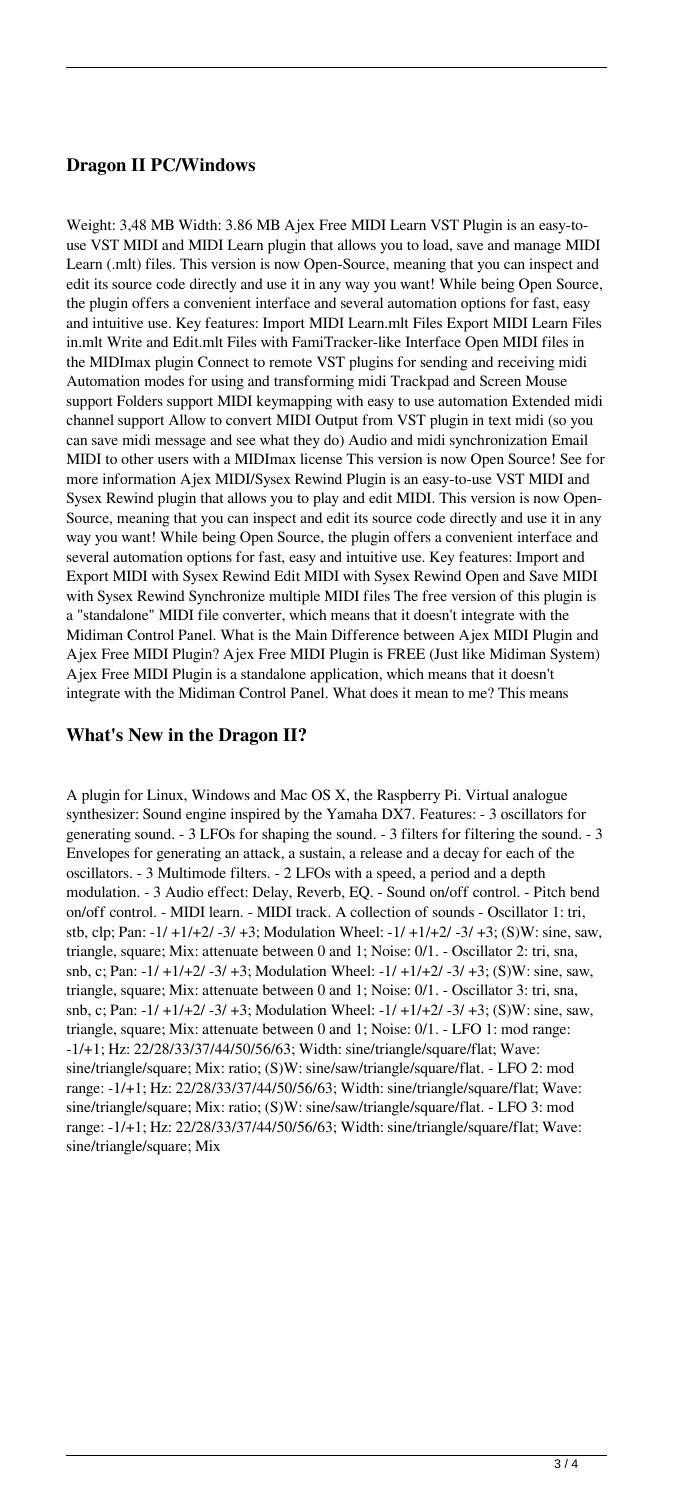### Dragon II PC/Windows

Weight: 3,48 MB Width: 3.86 MB Ajex Free MIDI Learn VST Plugin is an easy-to-use VST MIDI and MIDI Learn plugin that allows you to load, save and manage MIDI Learn (.mlt) files. This version is now Open-Source, meaning that you can inspect and edit its source code directly and use it in any way you want! While being Open Source, the plugin offers a convenient interface and several automation options for fast, easy and intuitive use. Key features: Import MIDI Learn.mlt Files Export MIDI Learn Files in.mlt Write and Edit.mlt Files with FamiTracker-like Interface Open MIDI files in the MIDImax plugin Connect to remote VST plugins for sending and receiving midi Automation modes for using and transforming midi Trackpad and Screen Mouse support Folders support MIDI keymapping with easy to use automation Extended midi channel support Allow to convert MIDI Output from VST plugin in text midi (so you can save midi message and see what they do) Audio and midi synchronization Email MIDI to other users with a MIDImax license This version is now Open Source! See for more information Ajex MIDI/Sysex Rewind Plugin is an easy-to-use VST MIDI and Sysex Rewind plugin that allows you to play and edit MIDI. This version is now Open-Source, meaning that you can inspect and edit its source code directly and use it in any way you want! While being Open Source, the plugin offers a convenient interface and several automation options for fast, easy and intuitive use. Key features: Import and Export MIDI with Sysex Rewind Edit MIDI with Sysex Rewind Open and Save MIDI with Sysex Rewind Synchronize multiple MIDI files The free version of this plugin is a "standalone" MIDI file converter, which means that it doesn't integrate with the Midiman Control Panel. What is the Main Difference between Ajex MIDI Plugin and Ajex Free MIDI Plugin? Ajex Free MIDI Plugin is FREE (Just like Midiman System) Ajex Free MIDI Plugin is a standalone application, which means that it doesn't integrate with the Midiman Control Panel. What does it mean to me? This means

### What's New in the Dragon II?

A plugin for Linux, Windows and Mac OS X, the Raspberry Pi. Virtual analogue synthesizer: Sound engine inspired by the Yamaha DX7. Features: - 3 oscillators for generating sound. - 3 LFOs for shaping the sound. - 3 filters for filtering the sound. - 3 Envelopes for generating an attack, a sustain, a release and a decay for each of the oscillators. - 3 Multimode filters. - 2 LFOs with a speed, a period and a depth modulation. - 3 Audio effect: Delay, Reverb, EQ. - Sound on/off control. - Pitch bend on/off control. - MIDI learn. - MIDI track. A collection of sounds - Oscillator 1: tri, stb, clp; Pan: -1/ +1/+2/ -3/ +3; Modulation Wheel: -1/ +1/+2/ -3/ +3; (S)W: sine, saw, triangle, square; Mix: attenuate between 0 and 1; Noise: 0/1. - Oscillator 2: tri, sna, snb, c; Pan: -1/ +1/+2/ -3/ +3; Modulation Wheel: -1/ +1/+2/ -3/ +3; (S)W: sine, saw, triangle, square; Mix: attenuate between 0 and 1; Noise: 0/1. - Oscillator 3: tri, sna, snb, c; Pan: -1/ +1/+2/ -3/ +3; Modulation Wheel: -1/ +1/+2/ -3/ +3; (S)W: sine, saw, triangle, square; Mix: attenuate between 0 and 1; Noise: 0/1. - LFO 1: mod range: -1/+1; Hz: 22/28/33/37/44/50/56/63; Width: sine/triangle/square/flat; Wave: sine/triangle/square; Mix: ratio; (S)W: sine/saw/triangle/square/flat. - LFO 2: mod range: -1/+1; Hz: 22/28/33/37/44/50/56/63; Width: sine/triangle/square/flat; Wave: sine/triangle/square; Mix: ratio; (S)W: sine/saw/triangle/square/flat. - LFO 3: mod range: -1/+1; Hz: 22/28/33/37/44/50/56/63; Width: sine/triangle/square/flat; Wave: sine/triangle/square; Mix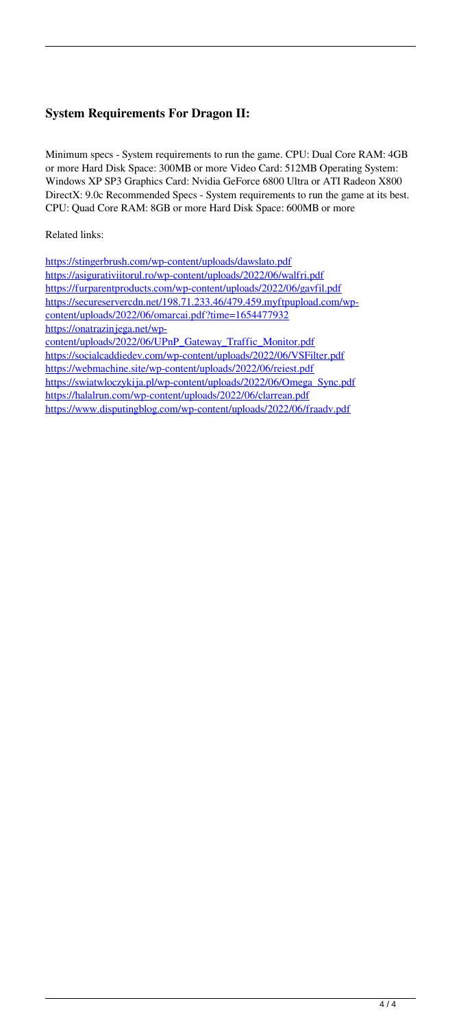### System Requirements For Dragon II:

Minimum specs - System requirements to run the game. CPU: Dual Core RAM: 4GB or more Hard Disk Space: 300MB or more Video Card: 512MB Operating System: Windows XP SP3 Graphics Card: Nvidia GeForce 6800 Ultra or ATI Radeon X800 DirectX: 9.0c Recommended Specs - System requirements to run the game at its best. CPU: Quad Core RAM: 8GB or more Hard Disk Space: 600MB or more

Related links:

https://stingerbrush.com/wp-content/uploads/dawslato.pdf
https://asigurativiitorul.ro/wp-content/uploads/2022/06/walfri.pdf
https://furparentproducts.com/wp-content/uploads/2022/06/gavfil.pdf
https://secureservercdn.net/198.71.233.46/479.459.myftpupload.com/wp-content/uploads/2022/06/omarcai.pdf?time=1654477932
https://onatrazinjega.net/wp-content/uploads/2022/06/UPnP_Gateway_Traffic_Monitor.pdf
https://socialcaddiedev.com/wp-content/uploads/2022/06/VSFilter.pdf
https://webmachine.site/wp-content/uploads/2022/06/reiest.pdf
https://swiatwloczykija.pl/wp-content/uploads/2022/06/Omega_Sync.pdf
https://halalrun.com/wp-content/uploads/2022/06/clarrean.pdf
https://www.disputingblog.com/wp-content/uploads/2022/06/fraadv.pdf